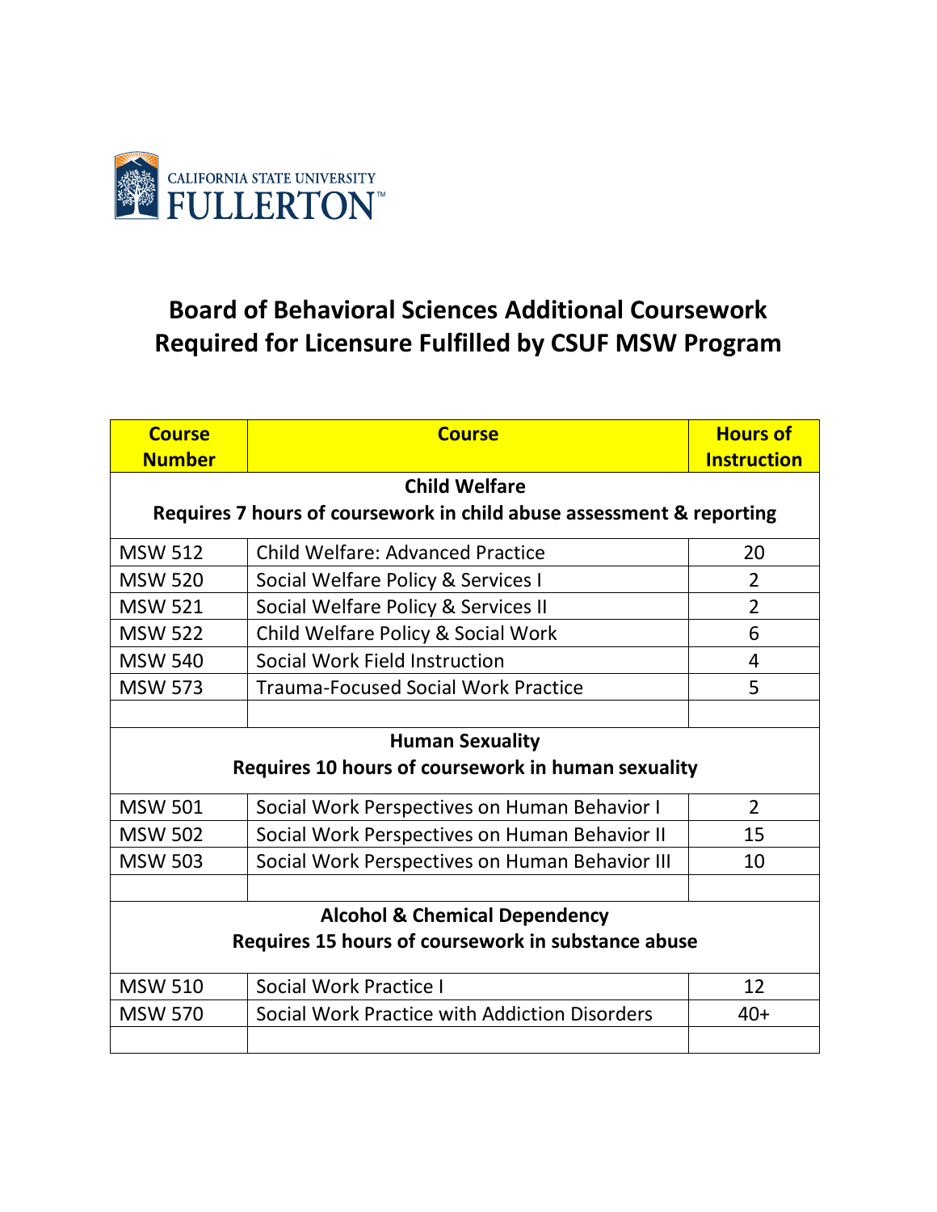CALIFORNIA STATE UNIVERSITY FULLERTON

# Board of Behavioral Sciences Additional Coursework Required for Licensure Fulfilled by CSUF MSW Program

| Course Number | Course | Hours of Instruction |
|---|---|---|
| **Child Welfare**<br>**Requires 7 hours of coursework in child abuse assessment & reporting** | | |
| MSW 512 | Child Welfare: Advanced Practice | 20 |
| MSW 520 | Social Welfare Policy & Services I | 2 |
| MSW 521 | Social Welfare Policy & Services II | 2 |
| MSW 522 | Child Welfare Policy & Social Work | 6 |
| MSW 540 | Social Work Field Instruction | 4 |
| MSW 573 | Trauma-Focused Social Work Practice | 5 |
| | | |
| **Human Sexuality**<br>**Requires 10 hours of coursework in human sexuality** | | |
| MSW 501 | Social Work Perspectives on Human Behavior I | 2 |
| MSW 502 | Social Work Perspectives on Human Behavior II | 15 |
| MSW 503 | Social Work Perspectives on Human Behavior III | 10 |
| | | |
| **Alcohol & Chemical Dependency**<br>**Requires 15 hours of coursework in substance abuse** | | |
| MSW 510 | Social Work Practice I | 12 |
| MSW 570 | Social Work Practice with Addiction Disorders | 40+ |
| | | |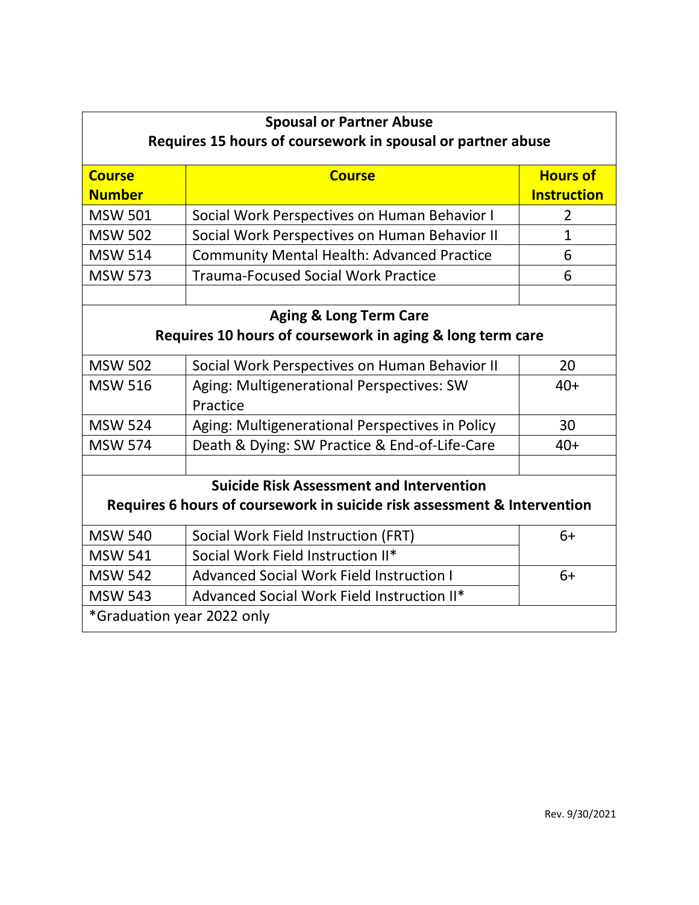| Course Number | Course | Hours of Instruction |
|---|---|---|
| **Spousal or Partner Abuse**<br>**Requires 15 hours of coursework in spousal or partner abuse** | | |
| MSW 501 | Social Work Perspectives on Human Behavior I | 2 |
| MSW 502 | Social Work Perspectives on Human Behavior II | 1 |
| MSW 514 | Community Mental Health: Advanced Practice | 6 |
| MSW 573 | Trauma-Focused Social Work Practice | 6 |
| | | |
| **Aging & Long Term Care**<br>**Requires 10 hours of coursework in aging & long term care** | | |
| MSW 502 | Social Work Perspectives on Human Behavior II | 20 |
| MSW 516 | Aging: Multigenerational Perspectives: SW Practice | 40+ |
| MSW 524 | Aging: Multigenerational Perspectives in Policy | 30 |
| MSW 574 | Death & Dying: SW Practice & End-of-Life-Care | 40+ |
| | | |
| **Suicide Risk Assessment and Intervention**<br>**Requires 6 hours of coursework in suicide risk assessment & Intervention** | | |
| MSW 540 | Social Work Field Instruction (FRT) | 6+ |
| MSW 541 | Social Work Field Instruction II* | |
| MSW 542 | Advanced Social Work Field Instruction I | 6+ |
| MSW 543 | Advanced Social Work Field Instruction II* | |
| *Graduation year 2022 only | | |

Rev. 9/30/2021